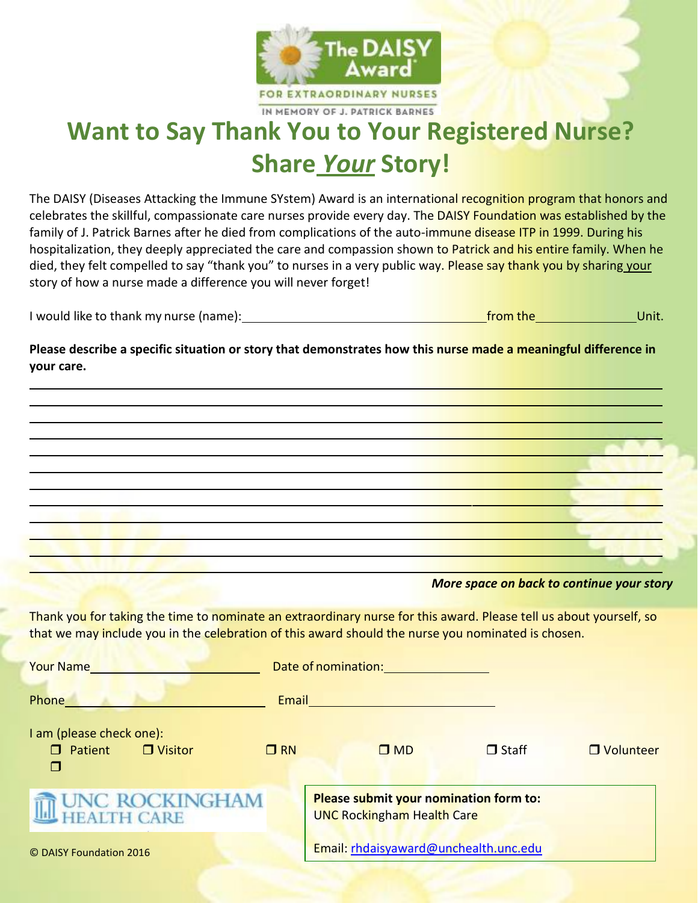The DAISY Award

FOR EXTRAORDINARY NURSES

IN MEMORY OF J. PATRICK BARNES

# Want to Say Thank You to Your Registered Nurse?

# Share *Your* Story!

The DAISY (Diseases Attacking the Immune SYstem) Award is an international recognition program that honors and celebrates the skillful, compassionate care nurses provide every day. The DAISY Foundation was established by the family of J. Patrick Barnes after he died from complications of the auto-immune disease ITP in 1999. During his hospitalization, they deeply appreciated the care and compassion shown to Patrick and his entire family. When he died, they felt compelled to say "thank you" to nurses in a very public way. Please say thank you by sharing your story of how a nurse made a difference you will never forget!

I would like to thank my nurse (name):\_\_\_\_\_\_\_\_\_\_\_\_\_\_\_\_\_\_\_\_\_\_\_\_\_\_\_\_\_\_\_\_ from the\_\_\_\_\_\_\_\_\_\_\_\_\_\_ Unit.

**Please describe a specific situation or story that demonstrates how this nurse made a meaningful difference in your care.**

\_\_\_\_\_\_\_\_\_\_\_\_\_\_\_\_\_\_\_\_\_\_\_\_\_\_\_\_\_\_\_\_\_\_\_\_\_\_\_\_\_\_\_\_\_\_\_\_\_\_\_\_\_\_\_\_\_\_\_\_\_\_\_\_\_\_\_\_\_\_\_\_\_\_\_\_\_\_

\_\_\_\_\_\_\_\_\_\_\_\_\_\_\_\_\_\_\_\_\_\_\_\_\_\_\_\_\_\_\_\_\_\_\_\_\_\_\_\_\_\_\_\_\_\_\_\_\_\_\_\_\_\_\_\_\_\_\_\_\_\_\_\_\_\_\_\_\_\_\_\_\_\_\_\_\_\_

\_\_\_\_\_\_\_\_\_\_\_\_\_\_\_\_\_\_\_\_\_\_\_\_\_\_\_\_\_\_\_\_\_\_\_\_\_\_\_\_\_\_\_\_\_\_\_\_\_\_\_\_\_\_\_\_\_\_\_\_\_\_\_\_\_\_\_\_\_\_\_\_\_\_\_\_\_\_

\_\_\_\_\_\_\_\_\_\_\_\_\_\_\_\_\_\_\_\_\_\_\_\_\_\_\_\_\_\_\_\_\_\_\_\_\_\_\_\_\_\_\_\_\_\_\_\_\_\_\_\_\_\_\_\_\_\_\_\_\_\_\_\_\_\_\_\_\_\_\_\_\_\_\_\_\_\_

\_\_\_\_\_\_\_\_\_\_\_\_\_\_\_\_\_\_\_\_\_\_\_\_\_\_\_\_\_\_\_\_\_\_\_\_\_\_\_\_\_\_\_\_\_\_\_\_\_\_\_\_\_\_\_\_\_\_\_\_\_\_\_\_\_\_\_\_\_\_\_\_\_\_\_\_\_\_

\_\_\_\_\_\_\_\_\_\_\_\_\_\_\_\_\_\_\_\_\_\_\_\_\_\_\_\_\_\_\_\_\_\_\_\_\_\_\_\_\_\_\_\_\_\_\_\_\_\_\_\_\_\_\_\_\_\_\_\_\_\_\_\_\_\_\_\_\_\_\_\_\_\_\_\_\_\_

\_\_\_\_\_\_\_\_\_\_\_\_\_\_\_\_\_\_\_\_\_\_\_\_\_\_\_\_\_\_\_\_\_\_\_\_\_\_\_\_\_\_\_\_\_\_\_\_\_\_\_\_\_\_\_\_\_\_\_\_\_\_\_\_\_\_\_\_\_\_\_\_\_\_\_\_\_\_

\_\_\_\_\_\_\_\_\_\_\_\_\_\_\_\_\_\_\_\_\_\_\_\_\_\_\_\_\_\_\_\_\_\_\_\_\_\_\_\_\_\_\_\_\_\_\_\_\_\_\_\_\_\_\_\_\_\_\_\_\_\_\_\_\_\_\_\_\_\_\_\_\_\_\_\_\_\_

\_\_\_\_\_\_\_\_\_\_\_\_\_\_\_\_\_\_\_\_\_\_\_\_\_\_\_\_\_\_\_\_\_\_\_\_\_\_\_\_\_\_\_\_\_\_\_\_\_\_\_\_\_\_\_\_\_\_\_\_\_\_\_\_\_\_\_\_\_\_\_\_\_\_\_\_\_\_

\_\_\_\_\_\_\_\_\_\_\_\_\_\_\_\_\_\_\_\_\_\_\_\_\_\_\_\_\_\_\_\_\_\_\_\_\_\_\_\_\_\_\_\_\_\_\_\_\_\_\_\_\_\_\_\_\_\_\_\_\_\_\_\_\_\_\_\_\_\_\_\_\_\_\_\_\_\_

\_\_\_\_\_\_\_\_\_\_\_\_\_\_\_\_\_\_\_\_\_\_\_\_\_\_\_\_\_\_\_\_\_\_\_\_\_\_\_\_\_\_\_\_\_\_\_\_\_\_\_\_\_\_\_\_\_\_\_\_\_\_\_\_\_\_\_\_\_\_\_\_\_\_\_\_\_\_

\_\_\_\_\_\_\_\_\_\_\_\_\_\_\_\_\_\_\_\_\_\_\_\_\_\_\_\_\_\_\_\_\_\_\_\_\_\_\_\_\_\_\_\_\_\_\_\_\_\_\_\_\_\_\_\_\_\_\_\_\_\_\_\_\_\_\_\_\_\_\_\_\_\_\_\_\_\_

***More space on back to continue your story***

Thank you for taking the time to nominate an extraordinary nurse for this award. Please tell us about yourself, so that we may include you in the celebration of this award should the nurse you nominated is chosen.

Your Name\_\_\_\_\_\_\_\_\_\_\_\_\_\_\_\_\_\_\_\_\_\_\_\_ Date of nomination:\_\_\_\_\_\_\_\_\_\_\_\_\_\_

Phone\_\_\_\_\_\_\_\_\_\_\_\_\_\_\_\_\_\_\_\_\_\_\_\_\_\_\_ Email\_\_\_\_\_\_\_\_\_\_\_\_\_\_\_\_\_\_\_\_\_\_\_\_\_\_\_\_

I am (please check one):

❐ Patient ❐ Visitor ❐ RN ❐ MD ❐ Staff ❐ Volunteer ❐

UNC ROCKINGHAM HEALTH CARE

**Please submit your nomination form to:**
UNC Rockingham Health Care

Email: rhdaisyaward@unchealth.unc.edu

© DAISY Foundation 2016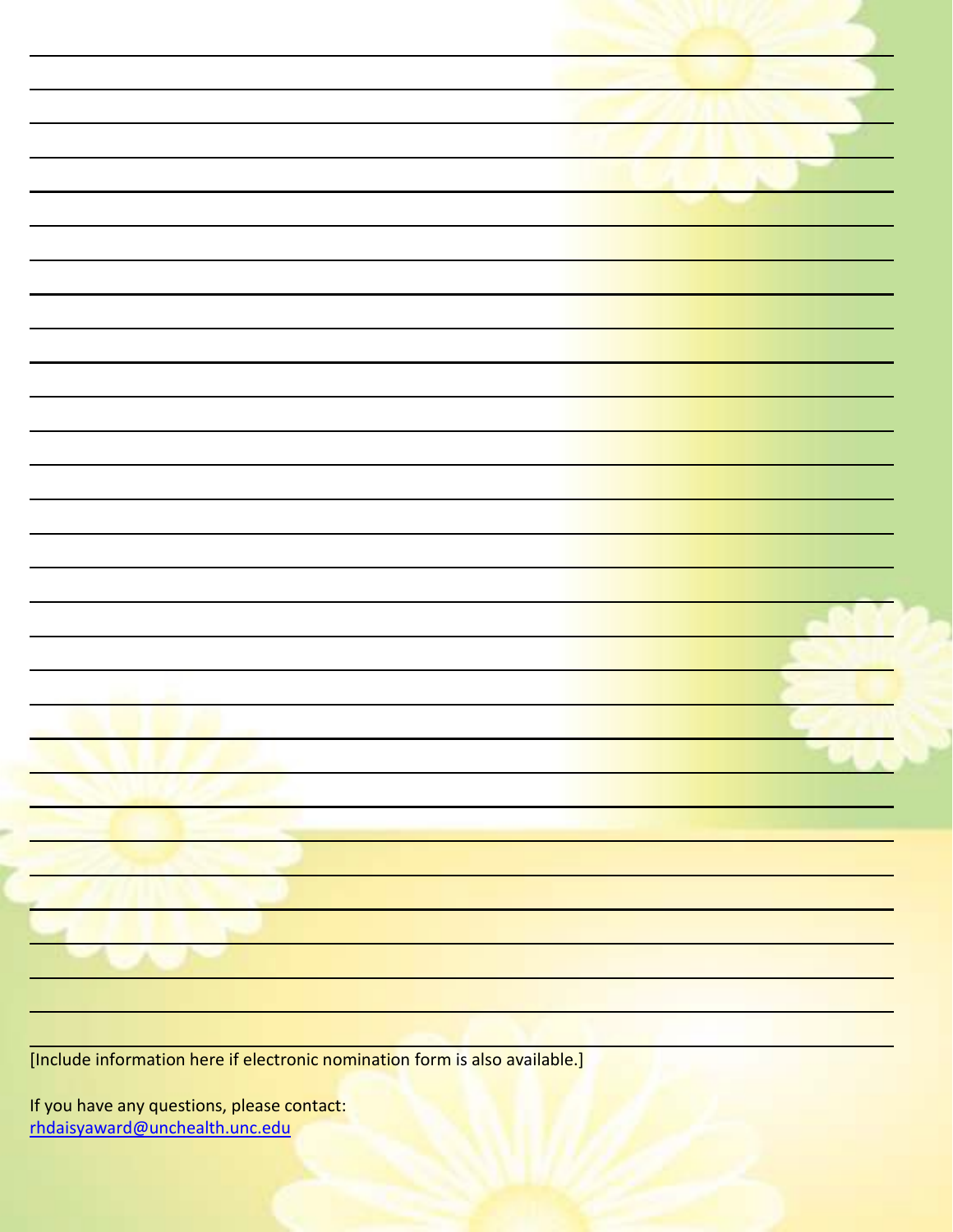[Include information here if electronic nomination form is also available.]

If you have any questions, please contact:
rhdaisyaward@unchealth.unc.edu